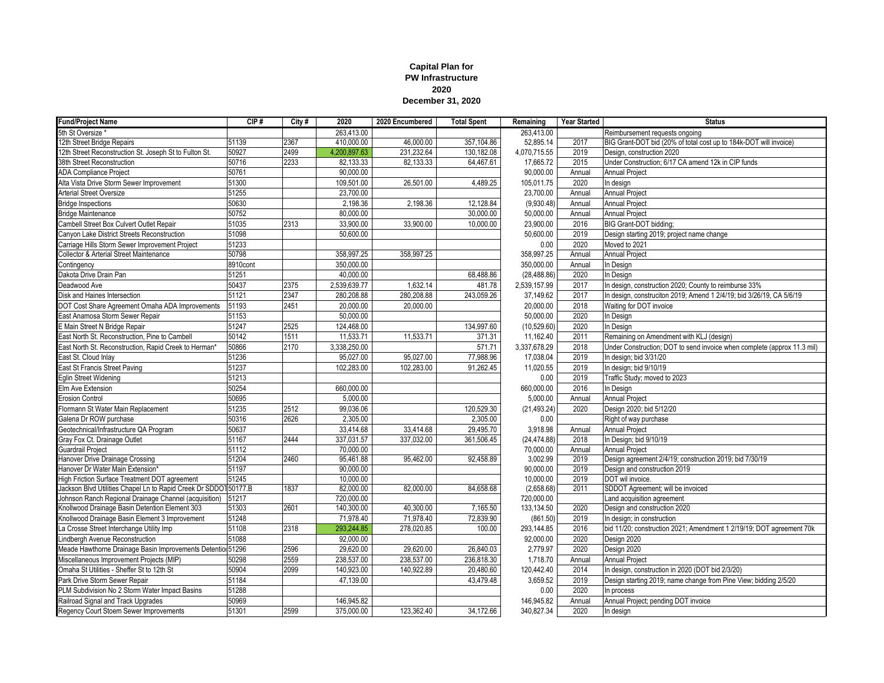**Capital Plan for**
**PW Infrastructure**
**2020**
**December 31, 2020**

| Fund/Project Name | CIP # | City # | 2020 | 2020 Encumbered | Total Spent | Remaining | Year Started | Status |
|---|---|---|---|---|---|---|---|---|
| 5th St Oversize * | | | 263,413.00 | | | 263,413.00 | | Reimbursement requests ongoing |
| 12th Street Bridge Repairs | 51139 | 2367 | 410,000.00 | 46,000.00 | 357,104.86 | 52,895.14 | 2017 | BIG Grant-DOT bid (20% of total cost up to 184k-DOT will invoice) |
| 12th Street Reconstruction St. Joseph St to Fulton St. | 50927 | 2499 | 4,200,897.63 | 231,232.64 | 130,182.08 | 4,070,715.55 | 2019 | Design, construction 2020 |
| 38th Street Reconstruction | 50716 | 2233 | 82,133.33 | 82,133.33 | 64,467.61 | 17,665.72 | 2015 | Under Construction; 6/17 CA amend 12k in CIP funds |
| ADA Compliance Project | 50761 | | 90,000.00 | | | 90,000.00 | Annual | Annual Project |
| Alta Vista Drive Storm Sewer Improvement | 51300 | | 109,501.00 | 26,501.00 | 4,489.25 | 105,011.75 | 2020 | In design |
| Arterial Street Oversize | 51255 | | 23,700.00 | | | 23,700.00 | Annual | Annual Project |
| Bridge Inspections | 50630 | | 2,198.36 | 2,198.36 | 12,128.84 | (9,930.48) | Annual | Annual Project |
| Bridge Maintenance | 50752 | | 80,000.00 | | 30,000.00 | 50,000.00 | Annual | Annual Project |
| Cambell Street Box Culvert Outlet Repair | 51035 | 2313 | 33,900.00 | 33,900.00 | 10,000.00 | 23,900.00 | 2016 | BIG Grant-DOT bidding; |
| Canyon Lake District Streets Reconstruction | 51098 | | 50,600.00 | | | 50,600.00 | 2019 | Design starting 2019; project name change |
| Carriage Hills Storm Sewer Improvement Project | 51233 | | | | | 0.00 | 2020 | Moved to 2021 |
| Collector & Arterial Street Maintenance | 50798 | | 358,997.25 | 358,997.25 | | 358,997.25 | Annual | Annual Project |
| Contingency | 8910cont | | 350,000.00 | | | 350,000.00 | Annual | In Design |
| Dakota Drive Drain Pan | 51251 | | 40,000.00 | | 68,488.86 | (28,488.86) | 2020 | In Design |
| Deadwood Ave | 50437 | 2375 | 2,539,639.77 | 1,632.14 | 481.78 | 2,539,157.99 | 2017 | In design, construction 2020; County to reimburse 33% |
| Disk and Haines Intersection | 51121 | 2347 | 280,208.88 | 280,208.88 | 243,059.26 | 37,149.62 | 2017 | In design, construciton 2019; Amend 1 2/4/19; bid 3/26/19, CA 5/6/19 |
| DOT Cost Share Agreement Omaha ADA Improvements | 51193 | 2451 | 20,000.00 | 20,000.00 | | 20,000.00 | 2018 | Waiting for DOT invoice |
| East Anamosa Storm Sewer Repair | 51153 | | 50,000.00 | | | 50,000.00 | 2020 | In Design |
| E Main Street N Bridge Repair | 51247 | 2525 | 124,468.00 | | 134,997.60 | (10,529.60) | 2020 | In Design |
| East North St. Reconstruction, Pine to Cambell | 50142 | 1511 | 11,533.71 | 11,533.71 | 371.31 | 11,162.40 | 2011 | Remaining on Amendment with KLJ (design) |
| East North St. Reconstruction, Rapid Creek to Herman* | 50866 | 2170 | 3,338,250.00 | | 571.71 | 3,337,678.29 | 2018 | Under Construction; DOT to send invoice when complete (approx 11.3 mil) |
| East St. Cloud Inlay | 51236 | | 95,027.00 | 95,027.00 | 77,988.96 | 17,038.04 | 2019 | In design; bid 3/31/20 |
| East St Francis Street Paving | 51237 | | 102,283.00 | 102,283.00 | 91,262.45 | 11,020.55 | 2019 | In design; bid 9/10/19 |
| Eglin Street Widening | 51213 | | | | | 0.00 | 2019 | Traffic Study; moved to 2023 |
| Elm Ave Extension | 50254 | | 660,000.00 | | | 660,000.00 | 2016 | In Design |
| Erosion Control | 50695 | | 5,000.00 | | | 5,000.00 | Annual | Annual Project |
| Flormann St Water Main Replacement | 51235 | 2512 | 99,036.06 | | 120,529.30 | (21,493.24) | 2020 | Design 2020; bid 5/12/20 |
| Galena Dr ROW purchase | 50316 | 2626 | 2,305.00 | | 2,305.00 | 0.00 | | Right of way purchase |
| Geotechnical/Infrastructure QA Program | 50637 | | 33,414.68 | 33,414.68 | 29,495.70 | 3,918.98 | Annual | Annual Project |
| Gray Fox Ct. Drainage Outlet | 51167 | 2444 | 337,031.57 | 337,032.00 | 361,506.45 | (24,474.88) | 2018 | In Design; bid 9/10/19 |
| Guardrail Project | 51112 | | 70,000.00 | | | 70,000.00 | Annual | Annual Project |
| Hanover Drive Drainage Crossing | 51204 | 2460 | 95,461.88 | 95,462.00 | 92,458.89 | 3,002.99 | 2019 | Design agreement 2/4/19; construction 2019; bid 7/30/19 |
| Hanover Dr Water Main Extension* | 51197 | | 90,000.00 | | | 90,000.00 | 2019 | Design and construction 2019 |
| High Friction Surface Treatment DOT agreement | 51245 | | 10,000.00 | | | 10,000.00 | 2019 | DOT wil invoice. |
| Jackson Blvd Utilities Chapel Ln to Rapid Creek Dr SDDOT | 50177.B | 1837 | 82,000.00 | 82,000.00 | 84,658.68 | (2,658.68) | 2011 | SDDOT Agreement; will be invoiced |
| Johnson Ranch Regional Drainage Channel (acquisition) | 51217 | | 720,000.00 | | | 720,000.00 | | Land acquisition agreement |
| Knollwood Drainage Basin Detention Element 303 | 51303 | 2601 | 140,300.00 | 40,300.00 | 7,165.50 | 133,134.50 | 2020 | Design and construction 2020 |
| Knollwood Drainage Basin Element 3 Improvement | 51248 | | 71,978.40 | 71,978.40 | 72,839.90 | (861.50) | 2019 | In design; in construction |
| La Crosse Street Interchange Utility Imp | 51108 | 2318 | 293,244.85 | 278,020.85 | 100.00 | 293,144.85 | 2016 | bid 11/20; construction 2021; Amendment 1 2/19/19; DOT agreement 70k |
| Lindbergh Avenue Reconstruction | 51088 | | 92,000.00 | | | 92,000.00 | 2020 | Design 2020 |
| Meade Hawthorne Drainage Basin Improvements Detention | 51296 | 2596 | 29,620.00 | 29,620.00 | 26,840.03 | 2,779.97 | 2020 | Design 2020 |
| Miscellaneous Improvement Projects (MIP) | 50298 | 2559 | 238,537.00 | 238,537.00 | 236,818.30 | 1,718.70 | Annual | Annual Project |
| Omaha St Utilities - Sheffer St to 12th St | 50904 | 2099 | 140,923.00 | 140,922.89 | 20,480.60 | 120,442.40 | 2014 | In design, construction in 2020 (DOT bid 2/3/20) |
| Park Drive Storm Sewer Repair | 51184 | | 47,139.00 | | 43,479.48 | 3,659.52 | 2019 | Design starting 2019; name change from Pine View; bidding 2/5/20 |
| PLM Subdivision No 2 Storm Water Impact Basins | 51288 | | | | | 0.00 | 2020 | In process |
| Railroad Signal and Track Upgrades | 50969 | | 146,945.82 | | | 146,945.82 | Annual | Annual Project; pending DOT invoice |
| Regency Court Stoem Sewer Improvements | 51301 | 2599 | 375,000.00 | 123,362.40 | 34,172.66 | 340,827.34 | 2020 | In design |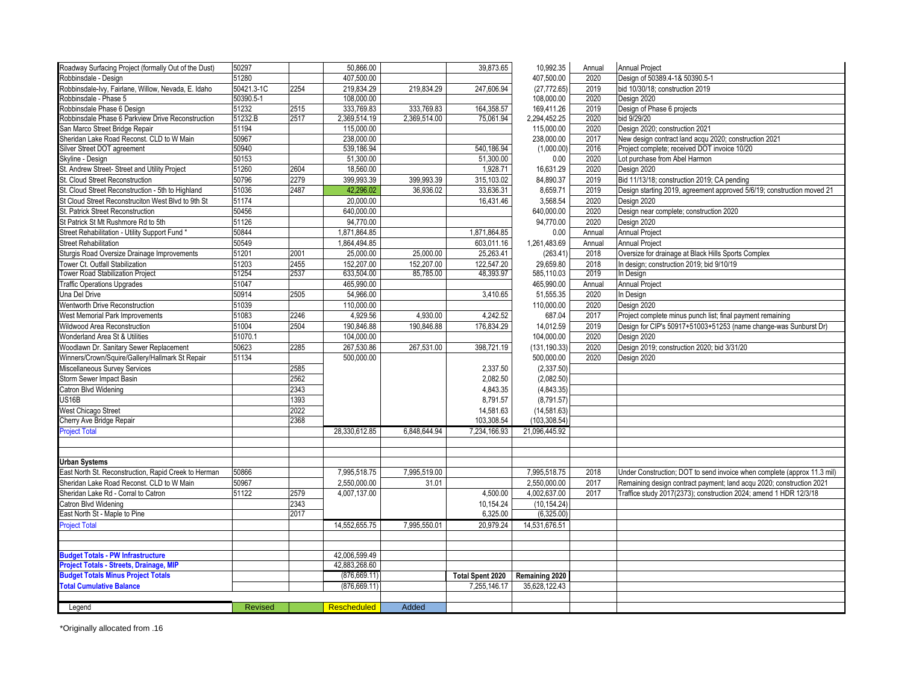| | | | | | | | | |
|---|---|---|---|---|---|---|---|---|
| Roadway Surfacing Project (formally Out of the Dust) | 50297 | | 50,866.00 | | 39,873.65 | 10,992.35 | Annual | Annual Project |
| Robbinsdale - Design | 51280 | | 407,500.00 | | | 407,500.00 | 2020 | Design of 50389.4-1& 50390.5-1 |
| Robbinsdale-Ivy, Fairlane, Willow, Nevada, E. Idaho | 50421.3-1C | 2254 | 219,834.29 | 219,834.29 | 247,606.94 | (27,772.65) | 2019 | bid 10/30/18; construction 2019 |
| Robbinsdale - Phase 5 | 50390.5-1 | | 108,000.00 | | | 108,000.00 | 2020 | Design 2020 |
| Robbinsdale Phase 6 Design | 51232 | 2515 | 333,769.83 | 333,769.83 | 164,358.57 | 169,411.26 | 2019 | Design of Phase 6 projects |
| Robbinsdale Phase 6 Parkview Drive Reconstruction | 51232.B | 2517 | 2,369,514.19 | 2,369,514.00 | 75,061.94 | 2,294,452.25 | 2020 | bid 9/29/20 |
| San Marco Street Bridge Repair | 51194 | | 115,000.00 | | | 115,000.00 | 2020 | Design 2020; construction 2021 |
| Sheridan Lake Road Reconst. CLD to W Main | 50967 | | 238,000.00 | | | 238,000.00 | 2017 | New design contract land acqu 2020; construction 2021 |
| Silver Street DOT agreement | 50940 | | 539,186.94 | | 540,186.94 | (1,000.00) | 2016 | Project complete; received DOT invoice 10/20 |
| Skyline - Design | 50153 | | 51,300.00 | | 51,300.00 | 0.00 | 2020 | Lot purchase from Abel Harmon |
| St. Andrew Street- Street and Utility Project | 51260 | 2604 | 18,560.00 | | 1,928.71 | 16,631.29 | 2020 | Design 2020 |
| St. Cloud Street Reconstruction | 50796 | 2279 | 399,993.39 | 399,993.39 | 315,103.02 | 84,890.37 | 2019 | Bid 11/13/18; construction 2019; CA pending |
| St. Cloud Street Reconstruction - 5th to Highland | 51036 | 2487 | 42,296.02 | 36,936.02 | 33,636.31 | 8,659.71 | 2019 | Design starting 2019, agreement approved 5/6/19; construction moved 21 |
| St Cloud Street Reconstruciton West Blvd to 9th St | 51174 | | 20,000.00 | | 16,431.46 | 3,568.54 | 2020 | Design 2020 |
| St. Patrick Street Reconstruction | 50456 | | 640,000.00 | | | 640,000.00 | 2020 | Design near complete; construction 2020 |
| St Patrick St Mt Rushmore Rd to 5th | 51126 | | 94,770.00 | | | 94,770.00 | 2020 | Design 2020 |
| Street Rehabilitation - Utility Support Fund * | 50844 | | 1,871,864.85 | | 1,871,864.85 | 0.00 | Annual | Annual Project |
| Street Rehabilitation | 50549 | | 1,864,494.85 | | 603,011.16 | 1,261,483.69 | Annual | Annual Project |
| Sturgis Road Oversize Drainage Improvements | 51201 | 2001 | 25,000.00 | 25,000.00 | 25,263.41 | (263.41) | 2018 | Oversize for drainage at Black Hills Sports Complex |
| Tower Ct. Outfall Stabilization | 51203 | 2455 | 152,207.00 | 152,207.00 | 122,547.20 | 29,659.80 | 2018 | In design; construction 2019; bid 9/10/19 |
| Tower Road Stabilization Project | 51254 | 2537 | 633,504.00 | 85,785.00 | 48,393.97 | 585,110.03 | 2019 | In Design |
| Traffic Operations Upgrades | 51047 | | 465,990.00 | | | 465,990.00 | Annual | Annual Project |
| Una Del Drive | 50914 | 2505 | 54,966.00 | | 3,410.65 | 51,555.35 | 2020 | In Design |
| Wentworth Drive Reconstruction | 51039 | | 110,000.00 | | | 110,000.00 | 2020 | Design 2020 |
| West Memorial Park Improvements | 51083 | 2246 | 4,929.56 | 4,930.00 | 4,242.52 | 687.04 | 2017 | Project complete minus punch list; final payment remaining |
| Wildwood Area Reconstruction | 51004 | 2504 | 190,846.88 | 190,846.88 | 176,834.29 | 14,012.59 | 2019 | Design for CIP's 50917+51003+51253 (name change-was Sunburst Dr) |
| Wonderland Area St & Utilities | 51070.1 | | 104,000.00 | | | 104,000.00 | 2020 | Design 2020 |
| Woodlawn Dr. Sanitary Sewer Replacement | 50623 | 2285 | 267,530.86 | 267,531.00 | 398,721.19 | (131,190.33) | 2020 | Design 2019; construction 2020; bid 3/31/20 |
| Winners/Crown/Squire/Gallery/Hallmark St Repair | 51134 | | 500,000.00 | | | 500,000.00 | 2020 | Design 2020 |
| Miscellaneous Survey Services | | 2585 | | | 2,337.50 | (2,337.50) | | |
| Storm Sewer Impact Basin | | 2562 | | | 2,082.50 | (2,082.50) | | |
| Catron Blvd Widening | | 2343 | | | 4,843.35 | (4,843.35) | | |
| US16B | | 1393 | | | 8,791.57 | (8,791.57) | | |
| West Chicago Street | | 2022 | | | 14,581.63 | (14,581.63) | | |
| Cherry Ave Bridge Repair | | 2368 | | | 103,308.54 | (103,308.54) | | |
| Project Total | | | 28,330,612.85 | 6,848,644.94 | 7,234,166.93 | 21,096,445.92 | | |
| | | | | | | | | |
| | | | | | | | | |
| **Urban Systems** | | | | | | | | |
| East North St. Reconstruction, Rapid Creek to Herman | 50866 | | 7,995,518.75 | 7,995,519.00 | | 7,995,518.75 | 2018 | Under Construction; DOT to send invoice when complete (approx 11.3 mil) |
| Sheridan Lake Road Reconst. CLD to W Main | 50967 | | 2,550,000.00 | 31.01 | | 2,550,000.00 | 2017 | Remaining design contract payment; land acqu 2020; construction 2021 |
| Sheridan Lake Rd - Corral to Catron | 51122 | 2579 | 4,007,137.00 | | 4,500.00 | 4,002,637.00 | 2017 | Traffice study 2017(2373); construction 2024; amend 1 HDR 12/3/18 |
| Catron Blvd Widening | | 2343 | | | 10,154.24 | (10,154.24) | | |
| East North St - Maple to Pine | | 2017 | | | 6,325.00 | (6,325.00) | | |
| Project Total | | | 14,552,655.75 | 7,995,550.01 | 20,979.24 | 14,531,676.51 | | |
| | | | | | | | | |
| | | | | | | | | |
| **Budget Totals - PW Infrastructure** | | | 42,006,599.49 | | | | | |
| **Project Totals - Streets, Drainage, MIP** | | | 42,883,268.60 | | | | | |
| **Budget Totals Minus Project Totals** | | | (876,669.11) | | **Total Spent 2020** | **Remaining 2020** | | |
| **Total Cumulative Balance** | | | (876,669.11) | | 7,255,146.17 | 35,628,122.43 | | |
| | | | | | | | | |
| Legend | Revised | | Rescheduled | Added | | | | |

*Originally allocated from .16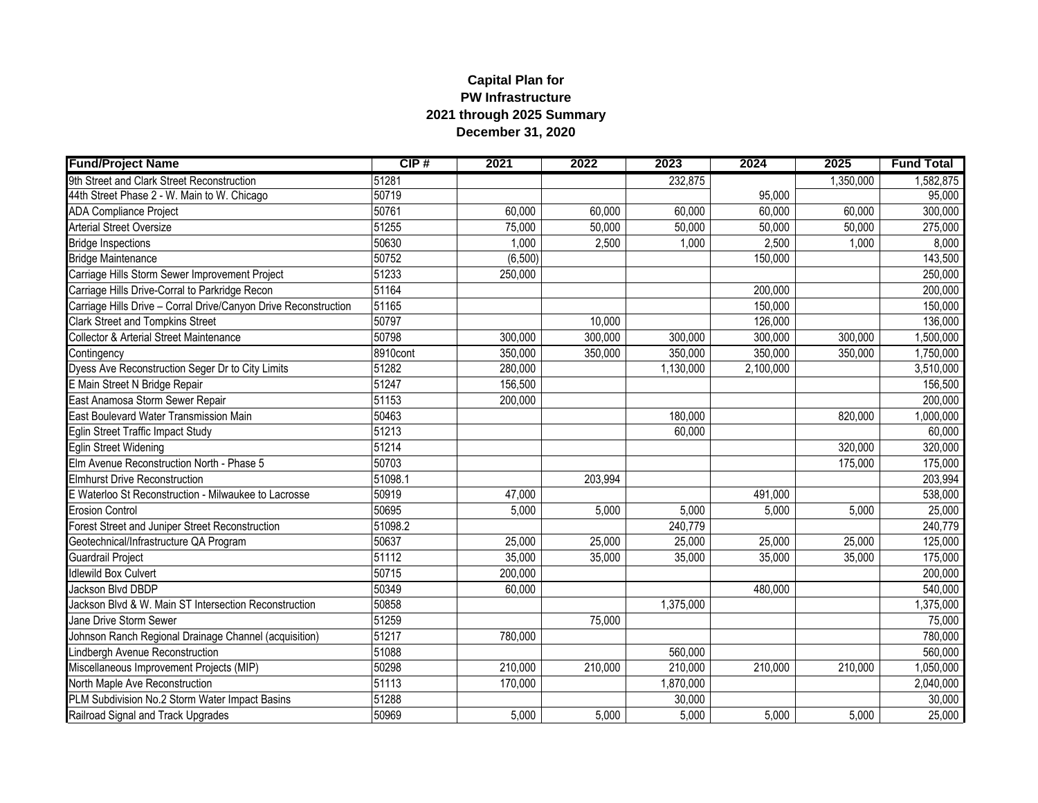**Capital Plan for**
**PW Infrastructure**
**2021 through 2025 Summary**
**December 31, 2020**

| Fund/Project Name | CIP # | 2021 | 2022 | 2023 | 2024 | 2025 | Fund Total |
|---|---|---|---|---|---|---|---|
| 9th Street and Clark Street Reconstruction | 51281 | | | 232,875 | | 1,350,000 | 1,582,875 |
| 44th Street Phase 2 - W. Main to W. Chicago | 50719 | | | | 95,000 | | 95,000 |
| ADA Compliance Project | 50761 | 60,000 | 60,000 | 60,000 | 60,000 | 60,000 | 300,000 |
| Arterial Street Oversize | 51255 | 75,000 | 50,000 | 50,000 | 50,000 | 50,000 | 275,000 |
| Bridge Inspections | 50630 | 1,000 | 2,500 | 1,000 | 2,500 | 1,000 | 8,000 |
| Bridge Maintenance | 50752 | (6,500) | | | 150,000 | | 143,500 |
| Carriage Hills Storm Sewer Improvement Project | 51233 | 250,000 | | | | | 250,000 |
| Carriage Hills Drive-Corral to Parkridge Recon | 51164 | | | | 200,000 | | 200,000 |
| Carriage Hills Drive – Corral Drive/Canyon Drive Reconstruction | 51165 | | | | 150,000 | | 150,000 |
| Clark Street and Tompkins Street | 50797 | | 10,000 | | 126,000 | | 136,000 |
| Collector & Arterial Street Maintenance | 50798 | 300,000 | 300,000 | 300,000 | 300,000 | 300,000 | 1,500,000 |
| Contingency | 8910cont | 350,000 | 350,000 | 350,000 | 350,000 | 350,000 | 1,750,000 |
| Dyess Ave Reconstruction Seger Dr to City Limits | 51282 | 280,000 | | 1,130,000 | 2,100,000 | | 3,510,000 |
| E Main Street N Bridge Repair | 51247 | 156,500 | | | | | 156,500 |
| East Anamosa Storm Sewer Repair | 51153 | 200,000 | | | | | 200,000 |
| East Boulevard Water Transmission Main | 50463 | | | 180,000 | | 820,000 | 1,000,000 |
| Eglin Street Traffic Impact Study | 51213 | | | 60,000 | | | 60,000 |
| Eglin Street Widening | 51214 | | | | | 320,000 | 320,000 |
| Elm Avenue Reconstruction North - Phase 5 | 50703 | | | | | 175,000 | 175,000 |
| Elmhurst Drive Reconstruction | 51098.1 | | 203,994 | | | | 203,994 |
| E Waterloo St Reconstruction - Milwaukee to Lacrosse | 50919 | 47,000 | | | 491,000 | | 538,000 |
| Erosion Control | 50695 | 5,000 | 5,000 | 5,000 | 5,000 | 5,000 | 25,000 |
| Forest Street and Juniper Street Reconstruction | 51098.2 | | | 240,779 | | | 240,779 |
| Geotechnical/Infrastructure QA Program | 50637 | 25,000 | 25,000 | 25,000 | 25,000 | 25,000 | 125,000 |
| Guardrail Project | 51112 | 35,000 | 35,000 | 35,000 | 35,000 | 35,000 | 175,000 |
| Idlewild Box Culvert | 50715 | 200,000 | | | | | 200,000 |
| Jackson Blvd DBDP | 50349 | 60,000 | | | 480,000 | | 540,000 |
| Jackson Blvd & W. Main ST Intersection Reconstruction | 50858 | | | 1,375,000 | | | 1,375,000 |
| Jane Drive Storm Sewer | 51259 | | 75,000 | | | | 75,000 |
| Johnson Ranch Regional Drainage Channel (acquisition) | 51217 | 780,000 | | | | | 780,000 |
| Lindbergh Avenue Reconstruction | 51088 | | | 560,000 | | | 560,000 |
| Miscellaneous Improvement Projects (MIP) | 50298 | 210,000 | 210,000 | 210,000 | 210,000 | 210,000 | 1,050,000 |
| North Maple Ave Reconstruction | 51113 | 170,000 | | 1,870,000 | | | 2,040,000 |
| PLM Subdivision No.2 Storm Water Impact Basins | 51288 | | | 30,000 | | | 30,000 |
| Railroad Signal and Track Upgrades | 50969 | 5,000 | 5,000 | 5,000 | 5,000 | 5,000 | 25,000 |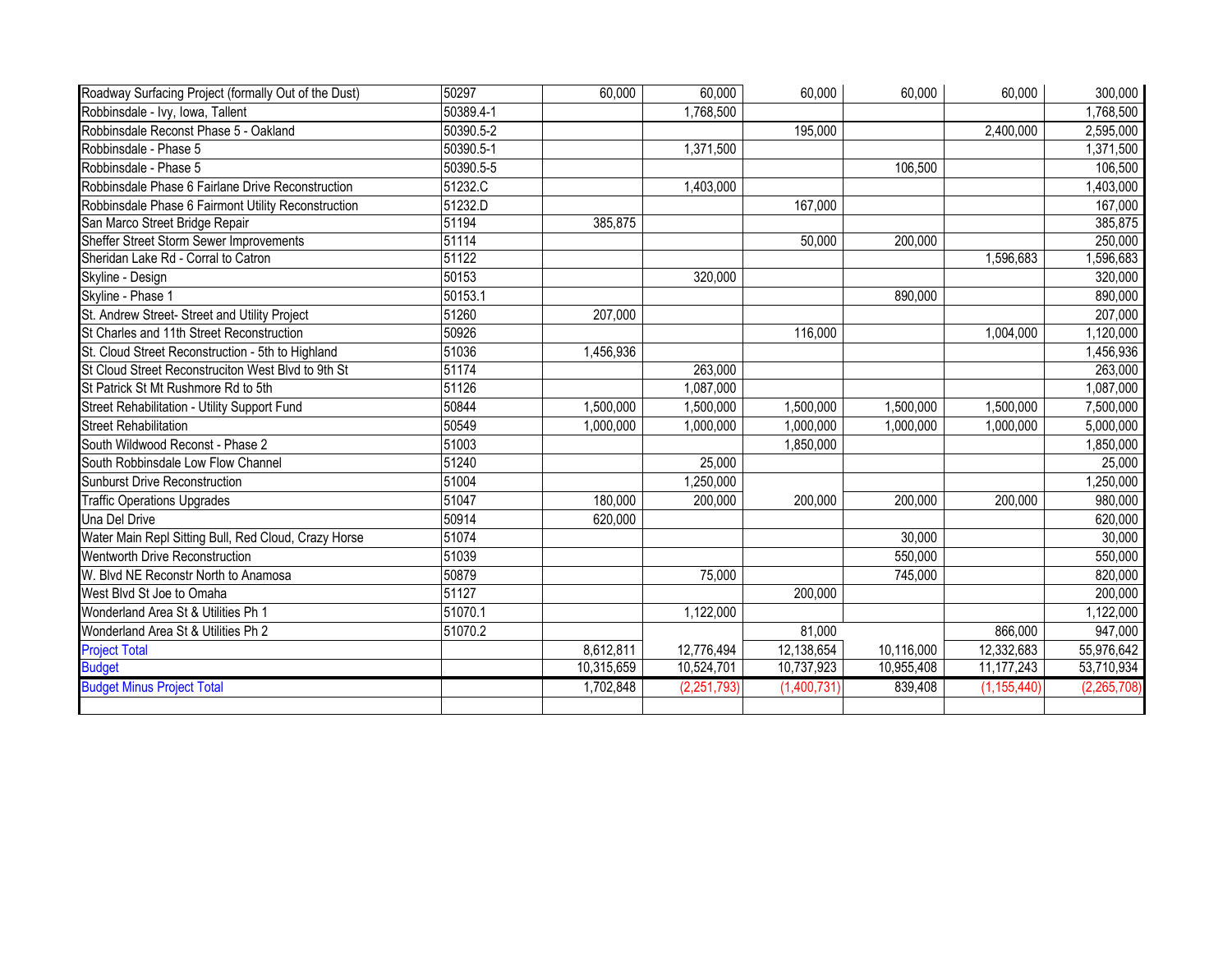| | | | | | | | |
|---|---|---|---|---|---|---|---|
| Roadway Surfacing Project (formally Out of the Dust) | 50297 | 60,000 | 60,000 | 60,000 | 60,000 | 60,000 | 300,000 |
| Robbinsdale - Ivy, Iowa, Tallent | 50389.4-1 | | 1,768,500 | | | | 1,768,500 |
| Robbinsdale Reconst Phase 5 - Oakland | 50390.5-2 | | | 195,000 | | 2,400,000 | 2,595,000 |
| Robbinsdale - Phase 5 | 50390.5-1 | | 1,371,500 | | | | 1,371,500 |
| Robbinsdale - Phase 5 | 50390.5-5 | | | | 106,500 | | 106,500 |
| Robbinsdale Phase 6 Fairlane Drive Reconstruction | 51232.C | | 1,403,000 | | | | 1,403,000 |
| Robbinsdale Phase 6 Fairmont Utility Reconstruction | 51232.D | | | 167,000 | | | 167,000 |
| San Marco Street Bridge Repair | 51194 | 385,875 | | | | | 385,875 |
| Sheffer Street Storm Sewer Improvements | 51114 | | | 50,000 | 200,000 | | 250,000 |
| Sheridan Lake Rd - Corral to Catron | 51122 | | | | | 1,596,683 | 1,596,683 |
| Skyline - Design | 50153 | | 320,000 | | | | 320,000 |
| Skyline - Phase 1 | 50153.1 | | | | 890,000 | | 890,000 |
| St. Andrew Street- Street and Utility Project | 51260 | 207,000 | | | | | 207,000 |
| St Charles and 11th Street Reconstruction | 50926 | | | 116,000 | | 1,004,000 | 1,120,000 |
| St. Cloud Street Reconstruction - 5th to Highland | 51036 | 1,456,936 | | | | | 1,456,936 |
| St Cloud Street Reconstruciton West Blvd to 9th St | 51174 | | 263,000 | | | | 263,000 |
| St Patrick St Mt Rushmore Rd to 5th | 51126 | | 1,087,000 | | | | 1,087,000 |
| Street Rehabilitation - Utility Support Fund | 50844 | 1,500,000 | 1,500,000 | 1,500,000 | 1,500,000 | 1,500,000 | 7,500,000 |
| Street Rehabilitation | 50549 | 1,000,000 | 1,000,000 | 1,000,000 | 1,000,000 | 1,000,000 | 5,000,000 |
| South Wildwood Reconst - Phase 2 | 51003 | | | 1,850,000 | | | 1,850,000 |
| South Robbinsdale Low Flow Channel | 51240 | | 25,000 | | | | 25,000 |
| Sunburst Drive Reconstruction | 51004 | | 1,250,000 | | | | 1,250,000 |
| Traffic Operations Upgrades | 51047 | 180,000 | 200,000 | 200,000 | 200,000 | 200,000 | 980,000 |
| Una Del Drive | 50914 | 620,000 | | | | | 620,000 |
| Water Main Repl Sitting Bull, Red Cloud, Crazy Horse | 51074 | | | | 30,000 | | 30,000 |
| Wentworth Drive Reconstruction | 51039 | | | | 550,000 | | 550,000 |
| W. Blvd NE Reconstr North to Anamosa | 50879 | | 75,000 | | 745,000 | | 820,000 |
| West Blvd St Joe to Omaha | 51127 | | | 200,000 | | | 200,000 |
| Wonderland Area St & Utilities Ph 1 | 51070.1 | | 1,122,000 | | | | 1,122,000 |
| Wonderland Area St & Utilities Ph 2 | 51070.2 | | | 81,000 | | 866,000 | 947,000 |
| Project Total | | 8,612,811 | 12,776,494 | 12,138,654 | 10,116,000 | 12,332,683 | 55,976,642 |
| Budget | | 10,315,659 | 10,524,701 | 10,737,923 | 10,955,408 | 11,177,243 | 53,710,934 |
| Budget Minus Project Total | | 1,702,848 | (2,251,793) | (1,400,731) | 839,408 | (1,155,440) | (2,265,708) |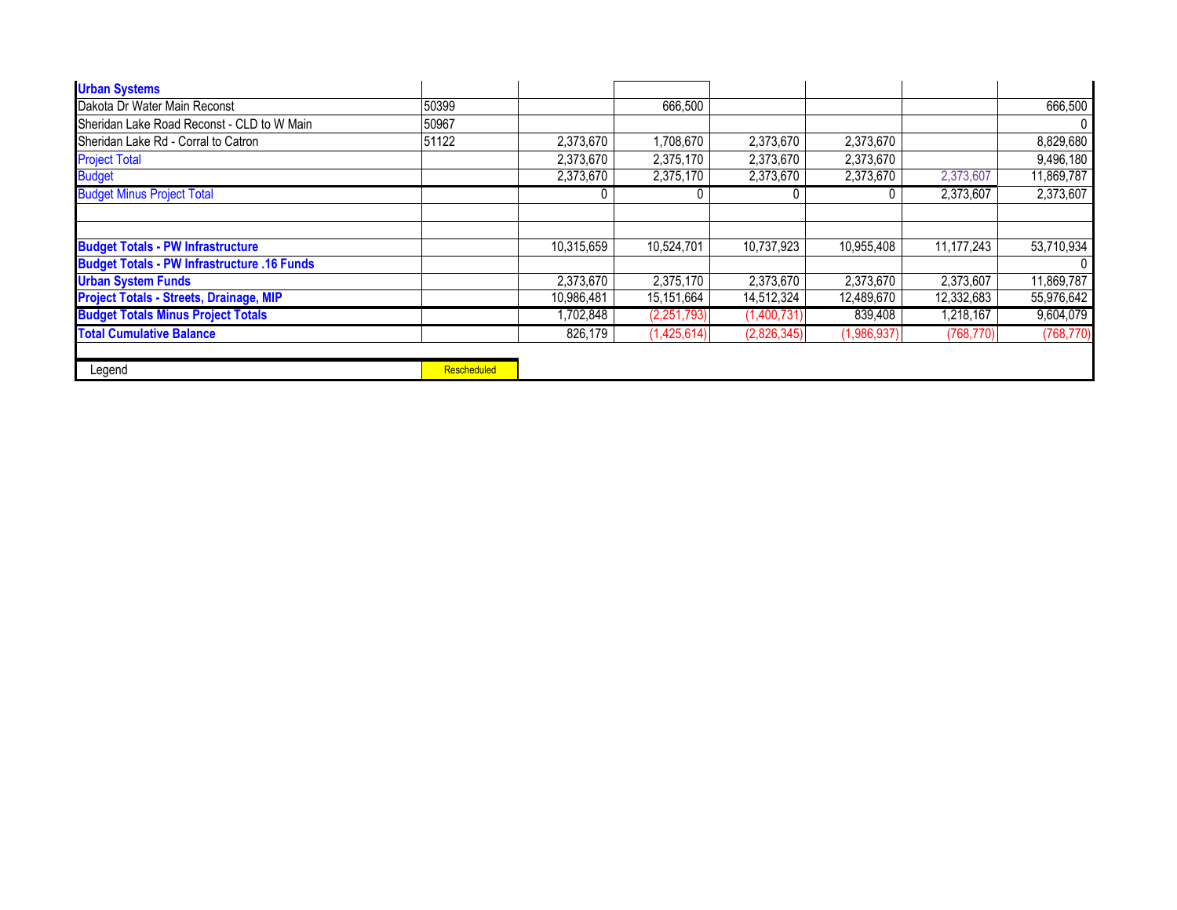| Urban Systems | | | | | | | |
|---|---|---|---|---|---|---|---|
| Dakota Dr Water Main Reconst | 50399 | | 666,500 | | | | 666,500 |
| Sheridan Lake Road Reconst - CLD to W Main | 50967 | | | | | | 0 |
| Sheridan Lake Rd - Corral to Catron | 51122 | 2,373,670 | 1,708,670 | 2,373,670 | 2,373,670 | | 8,829,680 |
| Project Total | | 2,373,670 | 2,375,170 | 2,373,670 | 2,373,670 | | 9,496,180 |
| Budget | | 2,373,670 | 2,375,170 | 2,373,670 | 2,373,670 | 2,373,607 | 11,869,787 |
| Budget Minus Project Total | | 0 | 0 | 0 | 0 | 2,373,607 | 2,373,607 |
| | | | | | | | |
| | | | | | | | |
| **Budget Totals - PW Infrastructure** | | 10,315,659 | 10,524,701 | 10,737,923 | 10,955,408 | 11,177,243 | 53,710,934 |
| **Budget Totals - PW Infrastructure .16 Funds** | | | | | | | 0 |
| **Urban System Funds** | | 2,373,670 | 2,375,170 | 2,373,670 | 2,373,670 | 2,373,607 | 11,869,787 |
| **Project Totals - Streets, Drainage, MIP** | | 10,986,481 | 15,151,664 | 14,512,324 | 12,489,670 | 12,332,683 | 55,976,642 |
| **Budget Totals Minus Project Totals** | | 1,702,848 | (2,251,793) | (1,400,731) | 839,408 | 1,218,167 | 9,604,079 |
| **Total Cumulative Balance** | | 826,179 | (1,425,614) | (2,826,345) | (1,986,937) | (768,770) | (768,770) |
| | | | | | | | |
| Legend | Rescheduled | | | | | | |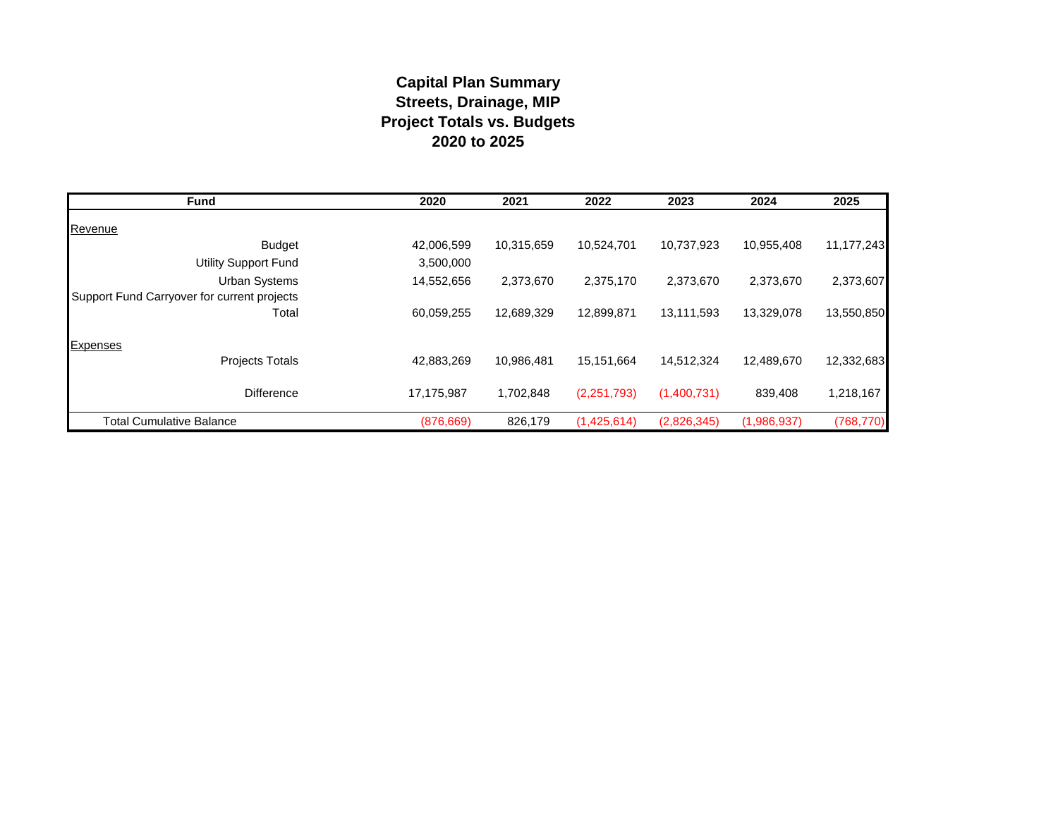## Capital Plan Summary
## Streets, Drainage, MIP
## Project Totals vs. Budgets
## 2020 to 2025

| Fund | 2020 | 2021 | 2022 | 2023 | 2024 | 2025 |
|---|---|---|---|---|---|---|
| Revenue | | | | | | |
| Budget | 42,006,599 | 10,315,659 | 10,524,701 | 10,737,923 | 10,955,408 | 11,177,243 |
| Utility Support Fund | 3,500,000 | | | | | |
| Urban Systems | 14,552,656 | 2,373,670 | 2,375,170 | 2,373,670 | 2,373,670 | 2,373,607 |
| Support Fund Carryover for current projects | | | | | | |
| Total | 60,059,255 | 12,689,329 | 12,899,871 | 13,111,593 | 13,329,078 | 13,550,850 |
| Expenses | | | | | | |
| Projects Totals | 42,883,269 | 10,986,481 | 15,151,664 | 14,512,324 | 12,489,670 | 12,332,683 |
| Difference | 17,175,987 | 1,702,848 | (2,251,793) | (1,400,731) | 839,408 | 1,218,167 |
| Total Cumulative Balance | (876,669) | 826,179 | (1,425,614) | (2,826,345) | (1,986,937) | (768,770) |